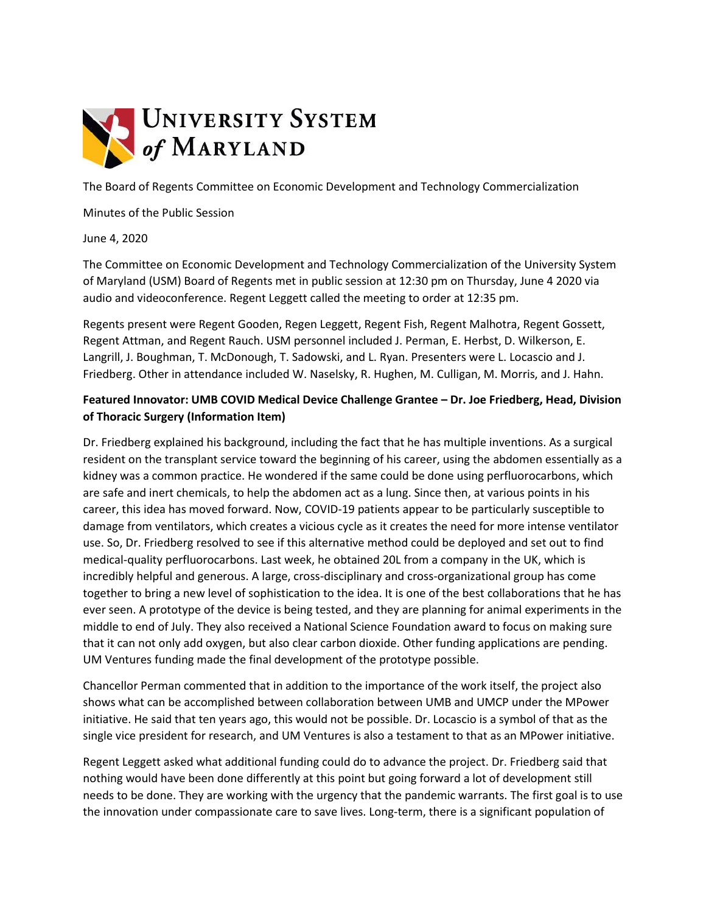# University System of Maryland

The Board of Regents Committee on Economic Development and Technology Commercialization

Minutes of the Public Session

June 4, 2020

The Committee on Economic Development and Technology Commercialization of the University System of Maryland (USM) Board of Regents met in public session at 12:30 pm on Thursday, June 4 2020 via audio and videoconference. Regent Leggett called the meeting to order at 12:35 pm.

Regents present were Regent Gooden, Regen Leggett, Regent Fish, Regent Malhotra, Regent Gossett, Regent Attman, and Regent Rauch. USM personnel included J. Perman, E. Herbst, D. Wilkerson, E. Langrill, J. Boughman, T. McDonough, T. Sadowski, and L. Ryan. Presenters were L. Locascio and J. Friedberg. Other in attendance included W. Naselsky, R. Hughen, M. Culligan, M. Morris, and J. Hahn.

**Featured Innovator: UMB COVID Medical Device Challenge Grantee – Dr. Joe Friedberg, Head, Division of Thoracic Surgery (Information Item)**

Dr. Friedberg explained his background, including the fact that he has multiple inventions. As a surgical resident on the transplant service toward the beginning of his career, using the abdomen essentially as a kidney was a common practice. He wondered if the same could be done using perfluorocarbons, which are safe and inert chemicals, to help the abdomen act as a lung. Since then, at various points in his career, this idea has moved forward. Now, COVID-19 patients appear to be particularly susceptible to damage from ventilators, which creates a vicious cycle as it creates the need for more intense ventilator use. So, Dr. Friedberg resolved to see if this alternative method could be deployed and set out to find medical-quality perfluorocarbons. Last week, he obtained 20L from a company in the UK, which is incredibly helpful and generous. A large, cross-disciplinary and cross-organizational group has come together to bring a new level of sophistication to the idea. It is one of the best collaborations that he has ever seen. A prototype of the device is being tested, and they are planning for animal experiments in the middle to end of July. They also received a National Science Foundation award to focus on making sure that it can not only add oxygen, but also clear carbon dioxide. Other funding applications are pending. UM Ventures funding made the final development of the prototype possible.

Chancellor Perman commented that in addition to the importance of the work itself, the project also shows what can be accomplished between collaboration between UMB and UMCP under the MPower initiative. He said that ten years ago, this would not be possible. Dr. Locascio is a symbol of that as the single vice president for research, and UM Ventures is also a testament to that as an MPower initiative.

Regent Leggett asked what additional funding could do to advance the project. Dr. Friedberg said that nothing would have been done differently at this point but going forward a lot of development still needs to be done. They are working with the urgency that the pandemic warrants. The first goal is to use the innovation under compassionate care to save lives. Long-term, there is a significant population of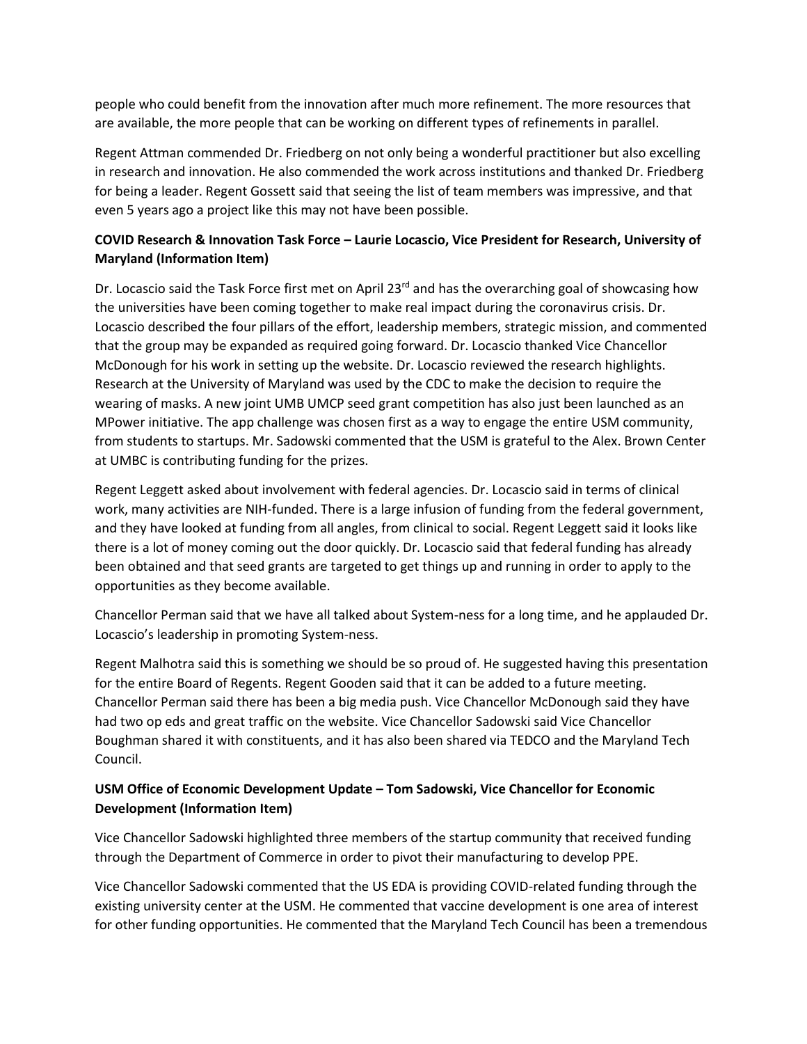people who could benefit from the innovation after much more refinement. The more resources that are available, the more people that can be working on different types of refinements in parallel.

Regent Attman commended Dr. Friedberg on not only being a wonderful practitioner but also excelling in research and innovation. He also commended the work across institutions and thanked Dr. Friedberg for being a leader. Regent Gossett said that seeing the list of team members was impressive, and that even 5 years ago a project like this may not have been possible.

**COVID Research & Innovation Task Force – Laurie Locascio, Vice President for Research, University of Maryland (Information Item)**

Dr. Locascio said the Task Force first met on April 23rd and has the overarching goal of showcasing how the universities have been coming together to make real impact during the coronavirus crisis. Dr. Locascio described the four pillars of the effort, leadership members, strategic mission, and commented that the group may be expanded as required going forward. Dr. Locascio thanked Vice Chancellor McDonough for his work in setting up the website. Dr. Locascio reviewed the research highlights. Research at the University of Maryland was used by the CDC to make the decision to require the wearing of masks. A new joint UMB UMCP seed grant competition has also just been launched as an MPower initiative. The app challenge was chosen first as a way to engage the entire USM community, from students to startups. Mr. Sadowski commented that the USM is grateful to the Alex. Brown Center at UMBC is contributing funding for the prizes.

Regent Leggett asked about involvement with federal agencies. Dr. Locascio said in terms of clinical work, many activities are NIH-funded. There is a large infusion of funding from the federal government, and they have looked at funding from all angles, from clinical to social. Regent Leggett said it looks like there is a lot of money coming out the door quickly. Dr. Locascio said that federal funding has already been obtained and that seed grants are targeted to get things up and running in order to apply to the opportunities as they become available.

Chancellor Perman said that we have all talked about System-ness for a long time, and he applauded Dr. Locascio's leadership in promoting System-ness.

Regent Malhotra said this is something we should be so proud of. He suggested having this presentation for the entire Board of Regents. Regent Gooden said that it can be added to a future meeting. Chancellor Perman said there has been a big media push. Vice Chancellor McDonough said they have had two op eds and great traffic on the website. Vice Chancellor Sadowski said Vice Chancellor Boughman shared it with constituents, and it has also been shared via TEDCO and the Maryland Tech Council.

**USM Office of Economic Development Update – Tom Sadowski, Vice Chancellor for Economic Development (Information Item)**

Vice Chancellor Sadowski highlighted three members of the startup community that received funding through the Department of Commerce in order to pivot their manufacturing to develop PPE.

Vice Chancellor Sadowski commented that the US EDA is providing COVID-related funding through the existing university center at the USM. He commented that vaccine development is one area of interest for other funding opportunities. He commented that the Maryland Tech Council has been a tremendous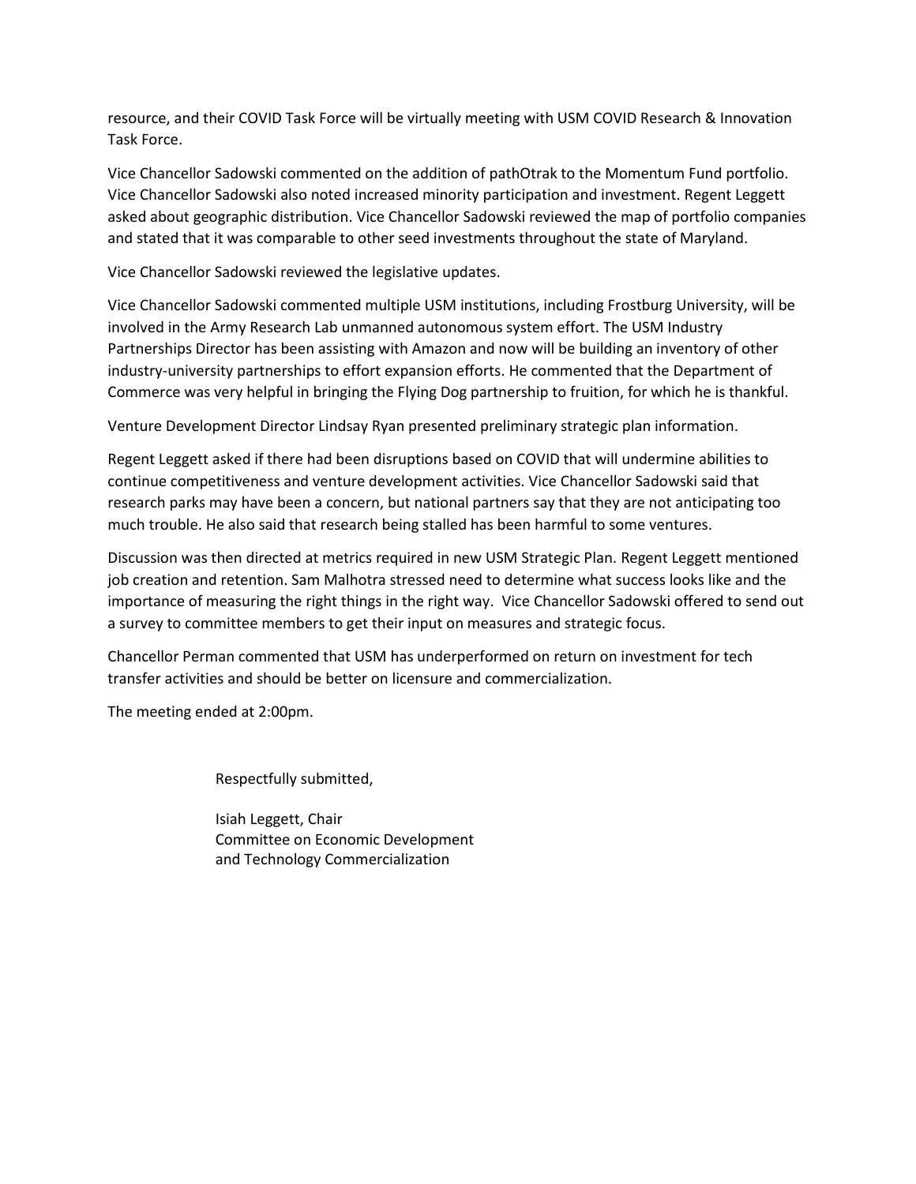resource, and their COVID Task Force will be virtually meeting with USM COVID Research & Innovation Task Force.

Vice Chancellor Sadowski commented on the addition of pathOtrak to the Momentum Fund portfolio. Vice Chancellor Sadowski also noted increased minority participation and investment. Regent Leggett asked about geographic distribution. Vice Chancellor Sadowski reviewed the map of portfolio companies and stated that it was comparable to other seed investments throughout the state of Maryland.

Vice Chancellor Sadowski reviewed the legislative updates.

Vice Chancellor Sadowski commented multiple USM institutions, including Frostburg University, will be involved in the Army Research Lab unmanned autonomous system effort. The USM Industry Partnerships Director has been assisting with Amazon and now will be building an inventory of other industry-university partnerships to effort expansion efforts. He commented that the Department of Commerce was very helpful in bringing the Flying Dog partnership to fruition, for which he is thankful.

Venture Development Director Lindsay Ryan presented preliminary strategic plan information.

Regent Leggett asked if there had been disruptions based on COVID that will undermine abilities to continue competitiveness and venture development activities. Vice Chancellor Sadowski said that research parks may have been a concern, but national partners say that they are not anticipating too much trouble. He also said that research being stalled has been harmful to some ventures.

Discussion was then directed at metrics required in new USM Strategic Plan. Regent Leggett mentioned job creation and retention. Sam Malhotra stressed need to determine what success looks like and the importance of measuring the right things in the right way. Vice Chancellor Sadowski offered to send out a survey to committee members to get their input on measures and strategic focus.

Chancellor Perman commented that USM has underperformed on return on investment for tech transfer activities and should be better on licensure and commercialization.

The meeting ended at 2:00pm.

Respectfully submitted,

Isiah Leggett, Chair
Committee on Economic Development
and Technology Commercialization